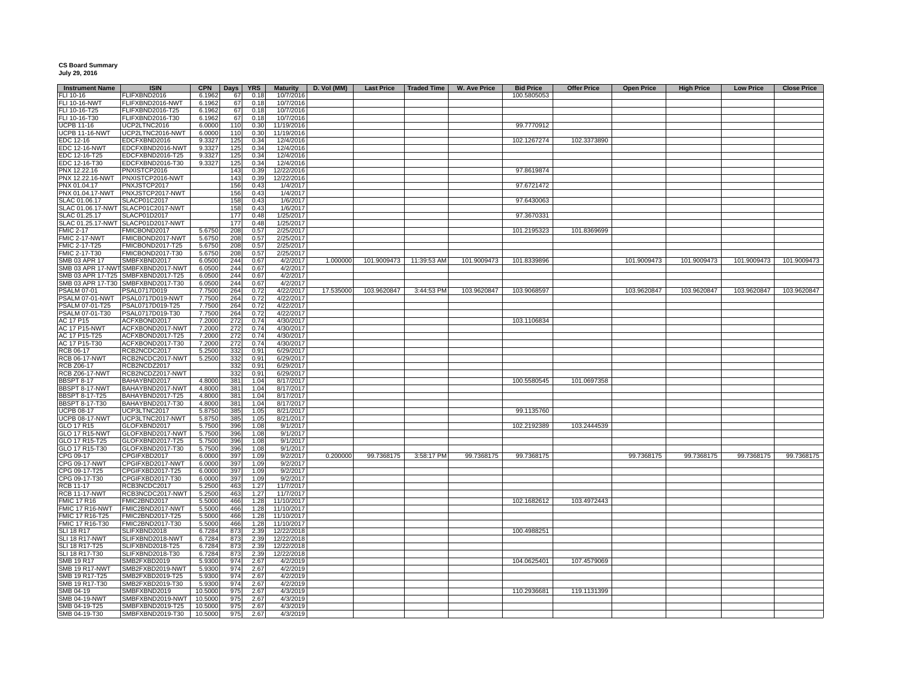**CS Board Summary**
**July 29, 2016**

| Instrument Name | ISIN | CPN | Days | YRS | Maturity | D. Vol (MM) | Last Price | Traded Time | W. Ave Price | Bid Price | Offer Price | Open Price | High Price | Low Price | Close Price |
|---|---|---|---|---|---|---|---|---|---|---|---|---|---|---|---|
| FLI 10-16 | FLIFXBND2016 | 6.1962 | 67 | 0.18 | 10/7/2016 | | | | | 100.5805053 | | | | | |
| FLI 10-16-NWT | FLIFXBND2016-NWT | 6.1962 | 67 | 0.18 | 10/7/2016 | | | | | | | | | | |
| FLI 10-16-T25 | FLIFXBND2016-T25 | 6.1962 | 67 | 0.18 | 10/7/2016 | | | | | | | | | | |
| FLI 10-16-T30 | FLIFXBND2016-T30 | 6.1962 | 67 | 0.18 | 10/7/2016 | | | | | | | | | | |
| UCPB 11-16 | UCP2LTNC2016 | 6.0000 | 110 | 0.30 | 11/19/2016 | | | | | 99.7770912 | | | | | |
| UCPB 11-16-NWT | UCP2LTNC2016-NWT | 6.0000 | 110 | 0.30 | 11/19/2016 | | | | | | | | | | |
| EDC 12-16 | EDCFXBND2016 | 9.3327 | 125 | 0.34 | 12/4/2016 | | | | | 102.1267274 | 102.3373890 | | | | |
| EDC 12-16-NWT | EDCFXBND2016-NWT | 9.3327 | 125 | 0.34 | 12/4/2016 | | | | | | | | | | |
| EDC 12-16-T25 | EDCFXBND2016-T25 | 9.3327 | 125 | 0.34 | 12/4/2016 | | | | | | | | | | |
| EDC 12-16-T30 | EDCFXBND2016-T30 | 9.3327 | 125 | 0.34 | 12/4/2016 | | | | | | | | | | |
| PNX 12.22.16 | PNXISTCP2016 | | 143 | 0.39 | 12/22/2016 | | | | | 97.8619874 | | | | | |
| PNX 12.22.16-NWT | PNXISTCP2016-NWT | | 143 | 0.39 | 12/22/2016 | | | | | | | | | | |
| PNX 01.04.17 | PNXJSTCP2017 | | 156 | 0.43 | 1/4/2017 | | | | | 97.6721472 | | | | | |
| PNX 01.04.17-NWT | PNXJSTCP2017-NWT | | 156 | 0.43 | 1/4/2017 | | | | | | | | | | |
| SLAC 01.06.17 | SLACP01C2017 | | 158 | 0.43 | 1/6/2017 | | | | | 97.6430063 | | | | | |
| SLAC 01.06.17-NWT | SLACP01C2017-NWT | | 158 | 0.43 | 1/6/2017 | | | | | | | | | | |
| SLAC 01.25.17 | SLACP01D2017 | | 177 | 0.48 | 1/25/2017 | | | | | 97.3670331 | | | | | |
| SLAC 01.25.17-NWT | SLACP01D2017-NWT | | 177 | 0.48 | 1/25/2017 | | | | | | | | | | |
| FMIC 2-17 | FMICBOND2017 | 5.6750 | 208 | 0.57 | 2/25/2017 | | | | | 101.2195323 | 101.8369699 | | | | |
| FMIC 2-17-NWT | FMICBOND2017-NWT | 5.6750 | 208 | 0.57 | 2/25/2017 | | | | | | | | | | |
| FMIC 2-17-T25 | FMICBOND2017-T25 | 5.6750 | 208 | 0.57 | 2/25/2017 | | | | | | | | | | |
| FMIC 2-17-T30 | FMICBOND2017-T30 | 5.6750 | 208 | 0.57 | 2/25/2017 | | | | | | | | | | |
| SMB 03 APR 17 | SMBFXBND2017 | 6.0500 | 244 | 0.67 | 4/2/2017 | 1.000000 | 101.9009473 | 11:39:53 AM | 101.9009473 | 101.8339896 | | 101.9009473 | 101.9009473 | 101.9009473 | 101.9009473 |
| SMB 03 APR 17-NWT | SMBFXBND2017-NWT | 6.0500 | 244 | 0.67 | 4/2/2017 | | | | | | | | | | |
| SMB 03 APR 17-T25 | SMBFXBND2017-T25 | 6.0500 | 244 | 0.67 | 4/2/2017 | | | | | | | | | | |
| SMB 03 APR 17-T30 | SMBFXBND2017-T30 | 6.0500 | 244 | 0.67 | 4/2/2017 | | | | | | | | | | |
| PSALM 07-01 | PSAL0717D019 | 7.7500 | 264 | 0.72 | 4/22/2017 | 17.535000 | 103.9620847 | 3:44:53 PM | 103.9620847 | 103.9068597 | | 103.9620847 | 103.9620847 | 103.9620847 | 103.9620847 |
| PSALM 07-01-NWT | PSAL0717D019-NWT | 7.7500 | 264 | 0.72 | 4/22/2017 | | | | | | | | | | |
| PSALM 07-01-T25 | PSAL0717D019-T25 | 7.7500 | 264 | 0.72 | 4/22/2017 | | | | | | | | | | |
| PSALM 07-01-T30 | PSAL0717D019-T30 | 7.7500 | 264 | 0.72 | 4/22/2017 | | | | | | | | | | |
| AC 17 P15 | ACFXBOND2017 | 7.2000 | 272 | 0.74 | 4/30/2017 | | | | | 103.1106834 | | | | | |
| AC 17 P15-NWT | ACFXBOND2017-NWT | 7.2000 | 272 | 0.74 | 4/30/2017 | | | | | | | | | | |
| AC 17 P15-T25 | ACFXBOND2017-T25 | 7.2000 | 272 | 0.74 | 4/30/2017 | | | | | | | | | | |
| AC 17 P15-T30 | ACFXBOND2017-T30 | 7.2000 | 272 | 0.74 | 4/30/2017 | | | | | | | | | | |
| RCB 06-17 | RCB2NCDC2017 | 5.2500 | 332 | 0.91 | 6/29/2017 | | | | | | | | | | |
| RCB 06-17-NWT | RCB2NCDC2017-NWT | 5.2500 | 332 | 0.91 | 6/29/2017 | | | | | | | | | | |
| RCB Z06-17 | RCB2NCDZ2017 | | 332 | 0.91 | 6/29/2017 | | | | | | | | | | |
| RCB Z06-17-NWT | RCB2NCDZ2017-NWT | | 332 | 0.91 | 6/29/2017 | | | | | | | | | | |
| BBSPT 8-17 | BAHAYBND2017 | 4.8000 | 381 | 1.04 | 8/17/2017 | | | | | 100.5580545 | 101.0697358 | | | | |
| BBSPT 8-17-NWT | BAHAYBND2017-NWT | 4.8000 | 381 | 1.04 | 8/17/2017 | | | | | | | | | | |
| BBSPT 8-17-T25 | BAHAYBND2017-T25 | 4.8000 | 381 | 1.04 | 8/17/2017 | | | | | | | | | | |
| BBSPT 8-17-T30 | BAHAYBND2017-T30 | 4.8000 | 381 | 1.04 | 8/17/2017 | | | | | | | | | | |
| UCPB 08-17 | UCP3LTNC2017 | 5.8750 | 385 | 1.05 | 8/21/2017 | | | | | 99.1135760 | | | | | |
| UCPB 08-17-NWT | UCP3LTNC2017-NWT | 5.8750 | 385 | 1.05 | 8/21/2017 | | | | | | | | | | |
| GLO 17 R15 | GLOFXBND2017 | 5.7500 | 396 | 1.08 | 9/1/2017 | | | | | 102.2192389 | 103.2444539 | | | | |
| GLO 17 R15-NWT | GLOFXBND2017-NWT | 5.7500 | 396 | 1.08 | 9/1/2017 | | | | | | | | | | |
| GLO 17 R15-T25 | GLOFXBND2017-T25 | 5.7500 | 396 | 1.08 | 9/1/2017 | | | | | | | | | | |
| GLO 17 R15-T30 | GLOFXBND2017-T30 | 5.7500 | 396 | 1.08 | 9/1/2017 | | | | | | | | | | |
| CPG 09-17 | CPGIFXBD2017 | 6.0000 | 397 | 1.09 | 9/2/2017 | 0.200000 | 99.7368175 | 3:58:17 PM | 99.7368175 | 99.7368175 | | 99.7368175 | 99.7368175 | 99.7368175 | 99.7368175 |
| CPG 09-17-NWT | CPGIFXBD2017-NWT | 6.0000 | 397 | 1.09 | 9/2/2017 | | | | | | | | | | |
| CPG 09-17-T25 | CPGIFXBD2017-T25 | 6.0000 | 397 | 1.09 | 9/2/2017 | | | | | | | | | | |
| CPG 09-17-T30 | CPGIFXBD2017-T30 | 6.0000 | 397 | 1.09 | 9/2/2017 | | | | | | | | | | |
| RCB 11-17 | RCB3NCDC2017 | 5.2500 | 463 | 1.27 | 11/7/2017 | | | | | | | | | | |
| RCB 11-17-NWT | RCB3NCDC2017-NWT | 5.2500 | 463 | 1.27 | 11/7/2017 | | | | | | | | | | |
| FMIC 17 R16 | FMIC2BND2017 | 5.5000 | 466 | 1.28 | 11/10/2017 | | | | | 102.1682612 | 103.4972443 | | | | |
| FMIC 17 R16-NWT | FMIC2BND2017-NWT | 5.5000 | 466 | 1.28 | 11/10/2017 | | | | | | | | | | |
| FMIC 17 R16-T25 | FMIC2BND2017-T25 | 5.5000 | 466 | 1.28 | 11/10/2017 | | | | | | | | | | |
| FMIC 17 R16-T30 | FMIC2BND2017-T30 | 5.5000 | 466 | 1.28 | 11/10/2017 | | | | | | | | | | |
| SLI 18 R17 | SLIFXBND2018 | 6.7284 | 873 | 2.39 | 12/22/2018 | | | | | 100.4988251 | | | | | |
| SLI 18 R17-NWT | SLIFXBND2018-NWT | 6.7284 | 873 | 2.39 | 12/22/2018 | | | | | | | | | | |
| SLI 18 R17-T25 | SLIFXBND2018-T25 | 6.7284 | 873 | 2.39 | 12/22/2018 | | | | | | | | | | |
| SLI 18 R17-T30 | SLIFXBND2018-T30 | 6.7284 | 873 | 2.39 | 12/22/2018 | | | | | | | | | | |
| SMB 19 R17 | SMB2FXBD2019 | 5.9300 | 974 | 2.67 | 4/2/2019 | | | | | 104.0625401 | 107.4579069 | | | | |
| SMB 19 R17-NWT | SMB2FXBD2019-NWT | 5.9300 | 974 | 2.67 | 4/2/2019 | | | | | | | | | | |
| SMB 19 R17-T25 | SMB2FXBD2019-T25 | 5.9300 | 974 | 2.67 | 4/2/2019 | | | | | | | | | | |
| SMB 19 R17-T30 | SMB2FXBD2019-T30 | 5.9300 | 974 | 2.67 | 4/2/2019 | | | | | | | | | | |
| SMB 04-19 | SMBFXBND2019 | 10.5000 | 975 | 2.67 | 4/3/2019 | | | | | 110.2936681 | 119.1131399 | | | | |
| SMB 04-19-NWT | SMBFXBND2019-NWT | 10.5000 | 975 | 2.67 | 4/3/2019 | | | | | | | | | | |
| SMB 04-19-T25 | SMBFXBND2019-T25 | 10.5000 | 975 | 2.67 | 4/3/2019 | | | | | | | | | | |
| SMB 04-19-T30 | SMBFXBND2019-T30 | 10.5000 | 975 | 2.67 | 4/3/2019 | | | | | | | | | | |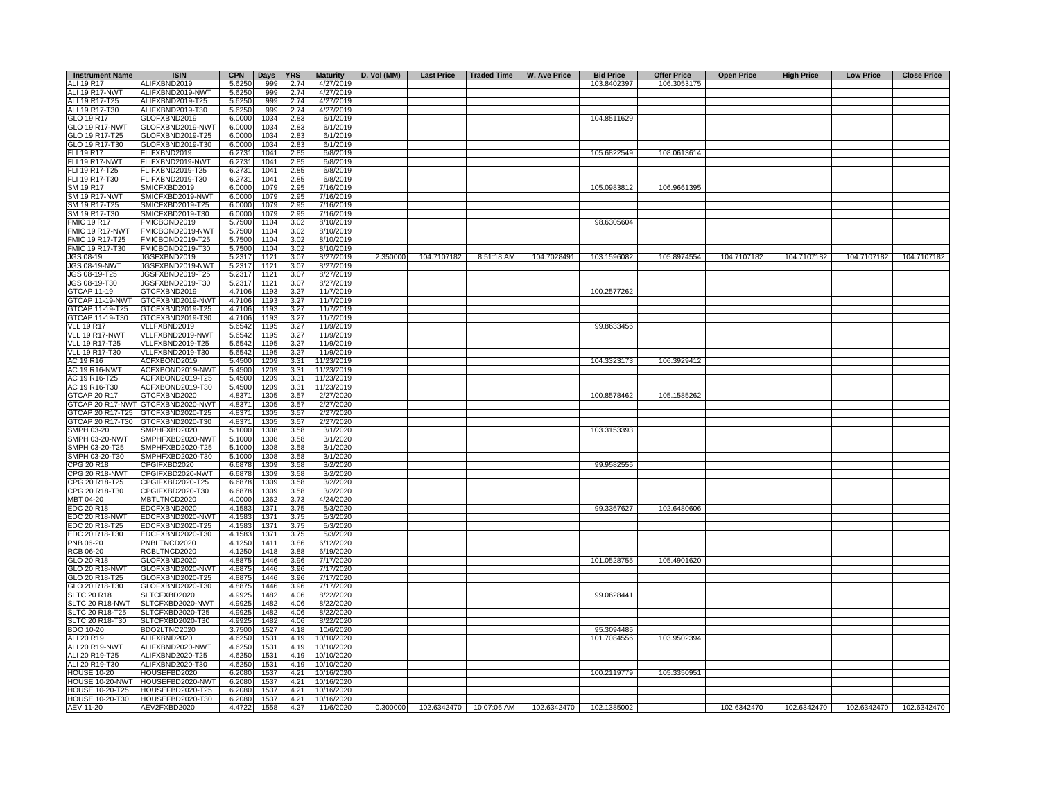| Instrument Name | ISIN | CPN | Days | YRS | Maturity | D. Vol (MM) | Last Price | Traded Time | W. Ave Price | Bid Price | Offer Price | Open Price | High Price | Low Price | Close Price |
|---|---|---|---|---|---|---|---|---|---|---|---|---|---|---|---|
| ALI 19 R17 | ALIFXBND2019 | 5.6250 | 999 | 2.74 | 4/27/2019 | | | | | 103.8402397 | 106.3053175 | | | | |
| ALI 19 R17-NWT | ALIFXBND2019-NWT | 5.6250 | 999 | 2.74 | 4/27/2019 | | | | | | | | | | |
| ALI 19 R17-T25 | ALIFXBND2019-T25 | 5.6250 | 999 | 2.74 | 4/27/2019 | | | | | | | | | | |
| ALI 19 R17-T30 | ALIFXBND2019-T30 | 5.6250 | 999 | 2.74 | 4/27/2019 | | | | | | | | | | |
| GLO 19 R17 | GLOFXBND2019 | 6.0000 | 1034 | 2.83 | 6/1/2019 | | | | | 104.8511629 | | | | | |
| GLO 19 R17-NWT | GLOFXBND2019-NWT | 6.0000 | 1034 | 2.83 | 6/1/2019 | | | | | | | | | | |
| GLO 19 R17-T25 | GLOFXBND2019-T25 | 6.0000 | 1034 | 2.83 | 6/1/2019 | | | | | | | | | | |
| GLO 19 R17-T30 | GLOFXBND2019-T30 | 6.0000 | 1034 | 2.83 | 6/1/2019 | | | | | | | | | | |
| FLI 19 R17 | FLIFXBND2019 | 6.2731 | 1041 | 2.85 | 6/8/2019 | | | | | 105.6822549 | 108.0613614 | | | | |
| FLI 19 R17-NWT | FLIFXBND2019-NWT | 6.2731 | 1041 | 2.85 | 6/8/2019 | | | | | | | | | | |
| FLI 19 R17-T25 | FLIFXBND2019-T25 | 6.2731 | 1041 | 2.85 | 6/8/2019 | | | | | | | | | | |
| FLI 19 R17-T30 | FLIFXBND2019-T30 | 6.2731 | 1041 | 2.85 | 6/8/2019 | | | | | | | | | | |
| SM 19 R17 | SMICFXBD2019 | 6.0000 | 1079 | 2.95 | 7/16/2019 | | | | | 105.0983812 | 106.9661395 | | | | |
| SM 19 R17-NWT | SMICFXBD2019-NWT | 6.0000 | 1079 | 2.95 | 7/16/2019 | | | | | | | | | | |
| SM 19 R17-T25 | SMICFXBD2019-T25 | 6.0000 | 1079 | 2.95 | 7/16/2019 | | | | | | | | | | |
| SM 19 R17-T30 | SMICFXBD2019-T30 | 6.0000 | 1079 | 2.95 | 7/16/2019 | | | | | | | | | | |
| FMIC 19 R17 | FMICBOND2019 | 5.7500 | 1104 | 3.02 | 8/10/2019 | | | | | 98.6305604 | | | | | |
| FMIC 19 R17-NWT | FMICBOND2019-NWT | 5.7500 | 1104 | 3.02 | 8/10/2019 | | | | | | | | | | |
| FMIC 19 R17-T25 | FMICBOND2019-T25 | 5.7500 | 1104 | 3.02 | 8/10/2019 | | | | | | | | | | |
| FMIC 19 R17-T30 | FMICBOND2019-T30 | 5.7500 | 1104 | 3.02 | 8/10/2019 | | | | | | | | | | |
| JGS 08-19 | JGSFXBND2019 | 5.2317 | 1121 | 3.07 | 8/27/2019 | 2.350000 | 104.7107182 | 8:51:18 AM | 104.7028491 | 103.1596082 | 105.8974554 | 104.7107182 | 104.7107182 | 104.7107182 | 104.7107182 |
| JGS 08-19-NWT | JGSFXBND2019-NWT | 5.2317 | 1121 | 3.07 | 8/27/2019 | | | | | | | | | | |
| JGS 08-19-T25 | JGSFXBND2019-T25 | 5.2317 | 1121 | 3.07 | 8/27/2019 | | | | | | | | | | |
| JGS 08-19-T30 | JGSFXBND2019-T30 | 5.2317 | 1121 | 3.07 | 8/27/2019 | | | | | | | | | | |
| GTCAP 11-19 | GTCFXBND2019 | 4.7106 | 1193 | 3.27 | 11/7/2019 | | | | | 100.2577262 | | | | | |
| GTCAP 11-19-NWT | GTCFXBND2019-NWT | 4.7106 | 1193 | 3.27 | 11/7/2019 | | | | | | | | | | |
| GTCAP 11-19-T25 | GTCFXBND2019-T25 | 4.7106 | 1193 | 3.27 | 11/7/2019 | | | | | | | | | | |
| GTCAP 11-19-T30 | GTCFXBND2019-T30 | 4.7106 | 1193 | 3.27 | 11/7/2019 | | | | | | | | | | |
| VLL 19 R17 | VLLFXBND2019 | 5.6542 | 1195 | 3.27 | 11/9/2019 | | | | | 99.8633456 | | | | | |
| VLL 19 R17-NWT | VLLFXBND2019-NWT | 5.6542 | 1195 | 3.27 | 11/9/2019 | | | | | | | | | | |
| VLL 19 R17-T25 | VLLFXBND2019-T25 | 5.6542 | 1195 | 3.27 | 11/9/2019 | | | | | | | | | | |
| VLL 19 R17-T30 | VLLFXBND2019-T30 | 5.6542 | 1195 | 3.27 | 11/9/2019 | | | | | | | | | | |
| AC 19 R16 | ACFXBOND2019 | 5.4500 | 1209 | 3.31 | 11/23/2019 | | | | | 104.3323173 | 106.3929412 | | | | |
| AC 19 R16-NWT | ACFXBOND2019-NWT | 5.4500 | 1209 | 3.31 | 11/23/2019 | | | | | | | | | | |
| AC 19 R16-T25 | ACFXBOND2019-T25 | 5.4500 | 1209 | 3.31 | 11/23/2019 | | | | | | | | | | |
| AC 19 R16-T30 | ACFXBOND2019-T30 | 5.4500 | 1209 | 3.31 | 11/23/2019 | | | | | | | | | | |
| GTCAP 20 R17 | GTCFXBND2020 | 4.8371 | 1305 | 3.57 | 2/27/2020 | | | | | 100.8578462 | 105.1585262 | | | | |
| GTCAP 20 R17-NWT | GTCFXBND2020-NWT | 4.8371 | 1305 | 3.57 | 2/27/2020 | | | | | | | | | | |
| GTCAP 20 R17-T25 | GTCFXBND2020-T25 | 4.8371 | 1305 | 3.57 | 2/27/2020 | | | | | | | | | | |
| GTCAP 20 R17-T30 | GTCFXBND2020-T30 | 4.8371 | 1305 | 3.57 | 2/27/2020 | | | | | | | | | | |
| SMPH 03-20 | SMPHFXBD2020 | 5.1000 | 1308 | 3.58 | 3/1/2020 | | | | | 103.3153393 | | | | | |
| SMPH 03-20-NWT | SMPHFXBD2020-NWT | 5.1000 | 1308 | 3.58 | 3/1/2020 | | | | | | | | | | |
| SMPH 03-20-T25 | SMPHFXBD2020-T25 | 5.1000 | 1308 | 3.58 | 3/1/2020 | | | | | | | | | | |
| SMPH 03-20-T30 | SMPHFXBD2020-T30 | 5.1000 | 1308 | 3.58 | 3/1/2020 | | | | | | | | | | |
| CPG 20 R18 | CPGIFXBD2020 | 6.6878 | 1309 | 3.58 | 3/2/2020 | | | | | 99.9582555 | | | | | |
| CPG 20 R18-NWT | CPGIFXBD2020-NWT | 6.6878 | 1309 | 3.58 | 3/2/2020 | | | | | | | | | | |
| CPG 20 R18-T25 | CPGIFXBD2020-T25 | 6.6878 | 1309 | 3.58 | 3/2/2020 | | | | | | | | | | |
| CPG 20 R18-T30 | CPGIFXBD2020-T30 | 6.6878 | 1309 | 3.58 | 3/2/2020 | | | | | | | | | | |
| MBT 04-20 | MBTLTNCD2020 | 4.0000 | 1362 | 3.73 | 4/24/2020 | | | | | | | | | | |
| EDC 20 R18 | EDCFXBND2020 | 4.1583 | 1371 | 3.75 | 5/3/2020 | | | | | 99.3367627 | 102.6480606 | | | | |
| EDC 20 R18-NWT | EDCFXBND2020-NWT | 4.1583 | 1371 | 3.75 | 5/3/2020 | | | | | | | | | | |
| EDC 20 R18-T25 | EDCFXBND2020-T25 | 4.1583 | 1371 | 3.75 | 5/3/2020 | | | | | | | | | | |
| EDC 20 R18-T30 | EDCFXBND2020-T30 | 4.1583 | 1371 | 3.75 | 5/3/2020 | | | | | | | | | | |
| PNB 06-20 | PNBLTNCD2020 | 4.1250 | 1411 | 3.86 | 6/12/2020 | | | | | | | | | | |
| RCB 06-20 | RCBLTNCD2020 | 4.1250 | 1418 | 3.88 | 6/19/2020 | | | | | | | | | | |
| GLO 20 R18 | GLOFXBND2020 | 4.8875 | 1446 | 3.96 | 7/17/2020 | | | | | 101.0528755 | 105.4901620 | | | | |
| GLO 20 R18-NWT | GLOFXBND2020-NWT | 4.8875 | 1446 | 3.96 | 7/17/2020 | | | | | | | | | | |
| GLO 20 R18-T25 | GLOFXBND2020-T25 | 4.8875 | 1446 | 3.96 | 7/17/2020 | | | | | | | | | | |
| GLO 20 R18-T30 | GLOFXBND2020-T30 | 4.8875 | 1446 | 3.96 | 7/17/2020 | | | | | | | | | | |
| SLTC 20 R18 | SLTCFXBD2020 | 4.9925 | 1482 | 4.06 | 8/22/2020 | | | | | 99.0628441 | | | | | |
| SLTC 20 R18-NWT | SLTCFXBD2020-NWT | 4.9925 | 1482 | 4.06 | 8/22/2020 | | | | | | | | | | |
| SLTC 20 R18-T25 | SLTCFXBD2020-T25 | 4.9925 | 1482 | 4.06 | 8/22/2020 | | | | | | | | | | |
| SLTC 20 R18-T30 | SLTCFXBD2020-T30 | 4.9925 | 1482 | 4.06 | 8/22/2020 | | | | | | | | | | |
| BDO 10-20 | BDO2LTNC2020 | 3.7500 | 1527 | 4.18 | 10/6/2020 | | | | | 95.3094485 | | | | | |
| ALI 20 R19 | ALIFXBND2020 | 4.6250 | 1531 | 4.19 | 10/10/2020 | | | | | 101.7084556 | 103.9502394 | | | | |
| ALI 20 R19-NWT | ALIFXBND2020-NWT | 4.6250 | 1531 | 4.19 | 10/10/2020 | | | | | | | | | | |
| ALI 20 R19-T25 | ALIFXBND2020-T25 | 4.6250 | 1531 | 4.19 | 10/10/2020 | | | | | | | | | | |
| ALI 20 R19-T30 | ALIFXBND2020-T30 | 4.6250 | 1531 | 4.19 | 10/10/2020 | | | | | | | | | | |
| HOUSE 10-20 | HOUSEFBD2020 | 6.2080 | 1537 | 4.21 | 10/16/2020 | | | | | 100.2119779 | 105.3350951 | | | | |
| HOUSE 10-20-NWT | HOUSEFBD2020-NWT | 6.2080 | 1537 | 4.21 | 10/16/2020 | | | | | | | | | | |
| HOUSE 10-20-T25 | HOUSEFBD2020-T25 | 6.2080 | 1537 | 4.21 | 10/16/2020 | | | | | | | | | | |
| HOUSE 10-20-T30 | HOUSEFBD2020-T30 | 6.2080 | 1537 | 4.21 | 10/16/2020 | | | | | | | | | | |
| AEV 11-20 | AEV2FXBD2020 | 4.4722 | 1558 | 4.27 | 11/6/2020 | 0.300000 | 102.6342470 | 10:07:06 AM | 102.6342470 | 102.1385002 | | 102.6342470 | 102.6342470 | 102.6342470 | 102.6342470 |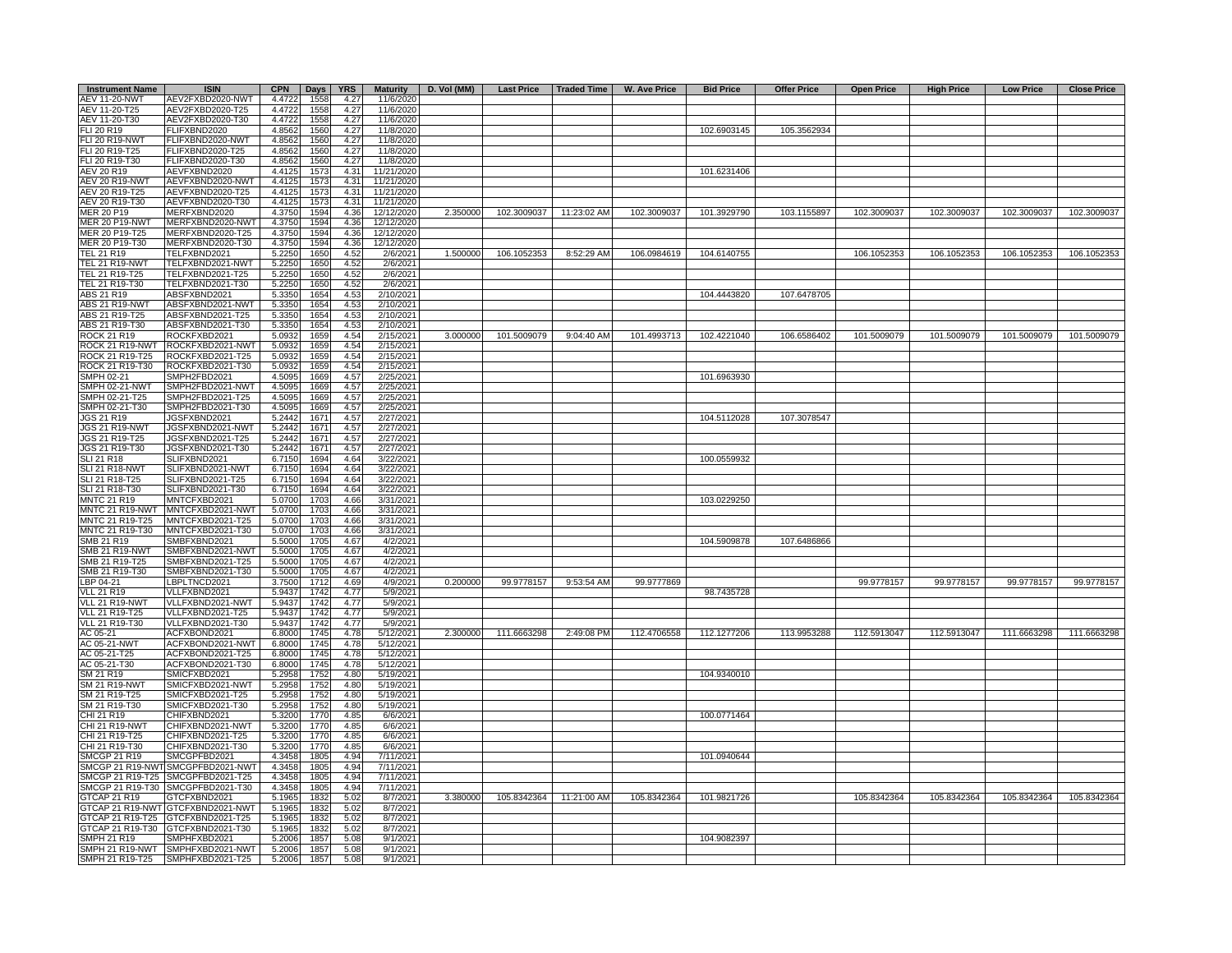| Instrument Name | ISIN | CPN | Days | YRS | Maturity | D. Vol (MM) | Last Price | Traded Time | W. Ave Price | Bid Price | Offer Price | Open Price | High Price | Low Price | Close Price |
|---|---|---|---|---|---|---|---|---|---|---|---|---|---|---|---|
| AEV 11-20-NWT | AEV2FXBD2020-NWT | 4.4722 | 1558 | 4.27 | 11/6/2020 | | | | | | | | | | |
| AEV 11-20-T25 | AEV2FXBD2020-T25 | 4.4722 | 1558 | 4.27 | 11/6/2020 | | | | | | | | | | |
| AEV 11-20-T30 | AEV2FXBD2020-T30 | 4.4722 | 1558 | 4.27 | 11/6/2020 | | | | | | | | | | |
| FLI 20 R19 | FLIFXBND2020 | 4.8562 | 1560 | 4.27 | 11/8/2020 | | | | | 102.6903145 | 105.3562934 | | | | |
| FLI 20 R19-NWT | FLIFXBND2020-NWT | 4.8562 | 1560 | 4.27 | 11/8/2020 | | | | | | | | | | |
| FLI 20 R19-T25 | FLIFXBND2020-T25 | 4.8562 | 1560 | 4.27 | 11/8/2020 | | | | | | | | | | |
| FLI 20 R19-T30 | FLIFXBND2020-T30 | 4.8562 | 1560 | 4.27 | 11/8/2020 | | | | | | | | | | |
| AEV 20 R19 | AEVFXBND2020 | 4.4125 | 1573 | 4.31 | 11/21/2020 | | | | | 101.6231406 | | | | | |
| AEV 20 R19-NWT | AEVFXBND2020-NWT | 4.4125 | 1573 | 4.31 | 11/21/2020 | | | | | | | | | | |
| AEV 20 R19-T25 | AEVFXBND2020-T25 | 4.4125 | 1573 | 4.31 | 11/21/2020 | | | | | | | | | | |
| AEV 20 R19-T30 | AEVFXBND2020-T30 | 4.4125 | 1573 | 4.31 | 11/21/2020 | | | | | | | | | | |
| MER 20 P19 | MERFXBND2020 | 4.3750 | 1594 | 4.36 | 12/12/2020 | 2.350000 | 102.3009037 | 11:23:02 AM | 102.3009037 | 101.3929790 | 103.1155897 | 102.3009037 | 102.3009037 | 102.3009037 | 102.3009037 |
| MER 20 P19-NWT | MERFXBND2020-NWT | 4.3750 | 1594 | 4.36 | 12/12/2020 | | | | | | | | | | |
| MER 20 P19-T25 | MERFXBND2020-T25 | 4.3750 | 1594 | 4.36 | 12/12/2020 | | | | | | | | | | |
| MER 20 P19-T30 | MERFXBND2020-T30 | 4.3750 | 1594 | 4.36 | 12/12/2020 | | | | | | | | | | |
| TEL 21 R19 | TELFXBND2021 | 5.2250 | 1650 | 4.52 | 2/6/2021 | 1.500000 | 106.1052353 | 8:52:29 AM | 106.0984619 | 104.6140755 | | 106.1052353 | 106.1052353 | 106.1052353 | 106.1052353 |
| TEL 21 R19-NWT | TELFXBND2021-NWT | 5.2250 | 1650 | 4.52 | 2/6/2021 | | | | | | | | | | |
| TEL 21 R19-T25 | TELFXBND2021-T25 | 5.2250 | 1650 | 4.52 | 2/6/2021 | | | | | | | | | | |
| TEL 21 R19-T30 | TELFXBND2021-T30 | 5.2250 | 1650 | 4.52 | 2/6/2021 | | | | | | | | | | |
| ABS 21 R19 | ABSFXBND2021 | 5.3350 | 1654 | 4.53 | 2/10/2021 | | | | | 104.4443820 | 107.6478705 | | | | |
| ABS 21 R19-NWT | ABSFXBND2021-NWT | 5.3350 | 1654 | 4.53 | 2/10/2021 | | | | | | | | | | |
| ABS 21 R19-T25 | ABSFXBND2021-T25 | 5.3350 | 1654 | 4.53 | 2/10/2021 | | | | | | | | | | |
| ABS 21 R19-T30 | ABSFXBND2021-T30 | 5.3350 | 1654 | 4.53 | 2/10/2021 | | | | | | | | | | |
| ROCK 21 R19 | ROCKFXBD2021 | 5.0932 | 1659 | 4.54 | 2/15/2021 | 3.000000 | 101.5009079 | 9:04:40 AM | 101.4993713 | 102.4221040 | 106.6586402 | 101.5009079 | 101.5009079 | 101.5009079 | 101.5009079 |
| ROCK 21 R19-NWT | ROCKFXBD2021-NWT | 5.0932 | 1659 | 4.54 | 2/15/2021 | | | | | | | | | | |
| ROCK 21 R19-T25 | ROCKFXBD2021-T25 | 5.0932 | 1659 | 4.54 | 2/15/2021 | | | | | | | | | | |
| ROCK 21 R19-T30 | ROCKFXBD2021-T30 | 5.0932 | 1659 | 4.54 | 2/15/2021 | | | | | | | | | | |
| SMPH 02-21 | SMPH2FBD2021 | 4.5095 | 1669 | 4.57 | 2/25/2021 | | | | | 101.6963930 | | | | | |
| SMPH 02-21-NWT | SMPH2FBD2021-NWT | 4.5095 | 1669 | 4.57 | 2/25/2021 | | | | | | | | | | |
| SMPH 02-21-T25 | SMPH2FBD2021-T25 | 4.5095 | 1669 | 4.57 | 2/25/2021 | | | | | | | | | | |
| SMPH 02-21-T30 | SMPH2FBD2021-T30 | 4.5095 | 1669 | 4.57 | 2/25/2021 | | | | | | | | | | |
| JGS 21 R19 | JGSFXBND2021 | 5.2442 | 1671 | 4.57 | 2/27/2021 | | | | | 104.5112028 | 107.3078547 | | | | |
| JGS 21 R19-NWT | JGSFXBND2021-NWT | 5.2442 | 1671 | 4.57 | 2/27/2021 | | | | | | | | | | |
| JGS 21 R19-T25 | JGSFXBND2021-T25 | 5.2442 | 1671 | 4.57 | 2/27/2021 | | | | | | | | | | |
| JGS 21 R19-T30 | JGSFXBND2021-T30 | 5.2442 | 1671 | 4.57 | 2/27/2021 | | | | | | | | | | |
| SLI 21 R18 | SLIFXBND2021 | 6.7150 | 1694 | 4.64 | 3/22/2021 | | | | | 100.0559932 | | | | | |
| SLI 21 R18-NWT | SLIFXBND2021-NWT | 6.7150 | 1694 | 4.64 | 3/22/2021 | | | | | | | | | | |
| SLI 21 R18-T25 | SLIFXBND2021-T25 | 6.7150 | 1694 | 4.64 | 3/22/2021 | | | | | | | | | | |
| SLI 21 R18-T30 | SLIFXBND2021-T30 | 6.7150 | 1694 | 4.64 | 3/22/2021 | | | | | | | | | | |
| MNTC 21 R19 | MNTCFXBD2021 | 5.0700 | 1703 | 4.66 | 3/31/2021 | | | | | 103.0229250 | | | | | |
| MNTC 21 R19-NWT | MNTCFXBD2021-NWT | 5.0700 | 1703 | 4.66 | 3/31/2021 | | | | | | | | | | |
| MNTC 21 R19-T25 | MNTCFXBD2021-T25 | 5.0700 | 1703 | 4.66 | 3/31/2021 | | | | | | | | | | |
| MNTC 21 R19-T30 | MNTCFXBD2021-T30 | 5.0700 | 1703 | 4.66 | 3/31/2021 | | | | | | | | | | |
| SMB 21 R19 | SMBFXBND2021 | 5.5000 | 1705 | 4.67 | 4/2/2021 | | | | | 104.5909878 | 107.6486866 | | | | |
| SMB 21 R19-NWT | SMBFXBND2021-NWT | 5.5000 | 1705 | 4.67 | 4/2/2021 | | | | | | | | | | |
| SMB 21 R19-T25 | SMBFXBND2021-T25 | 5.5000 | 1705 | 4.67 | 4/2/2021 | | | | | | | | | | |
| SMB 21 R19-T30 | SMBFXBND2021-T30 | 5.5000 | 1705 | 4.67 | 4/2/2021 | | | | | | | | | | |
| LBP 04-21 | LBPLTNCD2021 | 3.7500 | 1712 | 4.69 | 4/9/2021 | 0.200000 | 99.9778157 | 9:53:54 AM | 99.9777869 | | | 99.9778157 | 99.9778157 | 99.9778157 | 99.9778157 |
| VLL 21 R19 | VLLFXBND2021 | 5.9437 | 1742 | 4.77 | 5/9/2021 | | | | | 98.7435728 | | | | | |
| VLL 21 R19-NWT | VLLFXBND2021-NWT | 5.9437 | 1742 | 4.77 | 5/9/2021 | | | | | | | | | | |
| VLL 21 R19-T25 | VLLFXBND2021-T25 | 5.9437 | 1742 | 4.77 | 5/9/2021 | | | | | | | | | | |
| VLL 21 R19-T30 | VLLFXBND2021-T30 | 5.9437 | 1742 | 4.77 | 5/9/2021 | | | | | | | | | | |
| AC 05-21 | ACFXBOND2021 | 6.8000 | 1745 | 4.78 | 5/12/2021 | 2.300000 | 111.6663298 | 2:49:08 PM | 112.4706558 | 112.1277206 | 113.9953288 | 112.5913047 | 112.5913047 | 111.6663298 | 111.6663298 |
| AC 05-21-NWT | ACFXBOND2021-NWT | 6.8000 | 1745 | 4.78 | 5/12/2021 | | | | | | | | | | |
| AC 05-21-T25 | ACFXBOND2021-T25 | 6.8000 | 1745 | 4.78 | 5/12/2021 | | | | | | | | | | |
| AC 05-21-T30 | ACFXBOND2021-T30 | 6.8000 | 1745 | 4.78 | 5/12/2021 | | | | | | | | | | |
| SM 21 R19 | SMICFXBD2021 | 5.2958 | 1752 | 4.80 | 5/19/2021 | | | | | 104.9340010 | | | | | |
| SM 21 R19-NWT | SMICFXBD2021-NWT | 5.2958 | 1752 | 4.80 | 5/19/2021 | | | | | | | | | | |
| SM 21 R19-T25 | SMICFXBD2021-T25 | 5.2958 | 1752 | 4.80 | 5/19/2021 | | | | | | | | | | |
| SM 21 R19-T30 | SMICFXBD2021-T30 | 5.2958 | 1752 | 4.80 | 5/19/2021 | | | | | | | | | | |
| CHI 21 R19 | CHIFXBND2021 | 5.3200 | 1770 | 4.85 | 6/6/2021 | | | | | 100.0771464 | | | | | |
| CHI 21 R19-NWT | CHIFXBND2021-NWT | 5.3200 | 1770 | 4.85 | 6/6/2021 | | | | | | | | | | |
| CHI 21 R19-T25 | CHIFXBND2021-T25 | 5.3200 | 1770 | 4.85 | 6/6/2021 | | | | | | | | | | |
| CHI 21 R19-T30 | CHIFXBND2021-T30 | 5.3200 | 1770 | 4.85 | 6/6/2021 | | | | | | | | | | |
| SMCGP 21 R19 | SMCGPFBD2021 | 4.3458 | 1805 | 4.94 | 7/11/2021 | | | | | 101.0940644 | | | | | |
| SMCGP 21 R19-NWT | SMCGPFBD2021-NWT | 4.3458 | 1805 | 4.94 | 7/11/2021 | | | | | | | | | | |
| SMCGP 21 R19-T25 | SMCGPFBD2021-T25 | 4.3458 | 1805 | 4.94 | 7/11/2021 | | | | | | | | | | |
| SMCGP 21 R19-T30 | SMCGPFBD2021-T30 | 4.3458 | 1805 | 4.94 | 7/11/2021 | | | | | | | | | | |
| GTCAP 21 R19 | GTCFXBND2021 | 5.1965 | 1832 | 5.02 | 8/7/2021 | 3.380000 | 105.8342364 | 11:21:00 AM | 105.8342364 | 101.9821726 | | 105.8342364 | 105.8342364 | 105.8342364 | 105.8342364 |
| GTCAP 21 R19-NWT | GTCFXBND2021-NWT | 5.1965 | 1832 | 5.02 | 8/7/2021 | | | | | | | | | | |
| GTCAP 21 R19-T25 | GTCFXBND2021-T25 | 5.1965 | 1832 | 5.02 | 8/7/2021 | | | | | | | | | | |
| GTCAP 21 R19-T30 | GTCFXBND2021-T30 | 5.1965 | 1832 | 5.02 | 8/7/2021 | | | | | | | | | | |
| SMPH 21 R19 | SMPHFXBD2021 | 5.2006 | 1857 | 5.08 | 9/1/2021 | | | | | 104.9082397 | | | | | |
| SMPH 21 R19-NWT | SMPHFXBD2021-NWT | 5.2006 | 1857 | 5.08 | 9/1/2021 | | | | | | | | | | |
| SMPH 21 R19-T25 | SMPHFXBD2021-T25 | 5.2006 | 1857 | 5.08 | 9/1/2021 | | | | | | | | | | |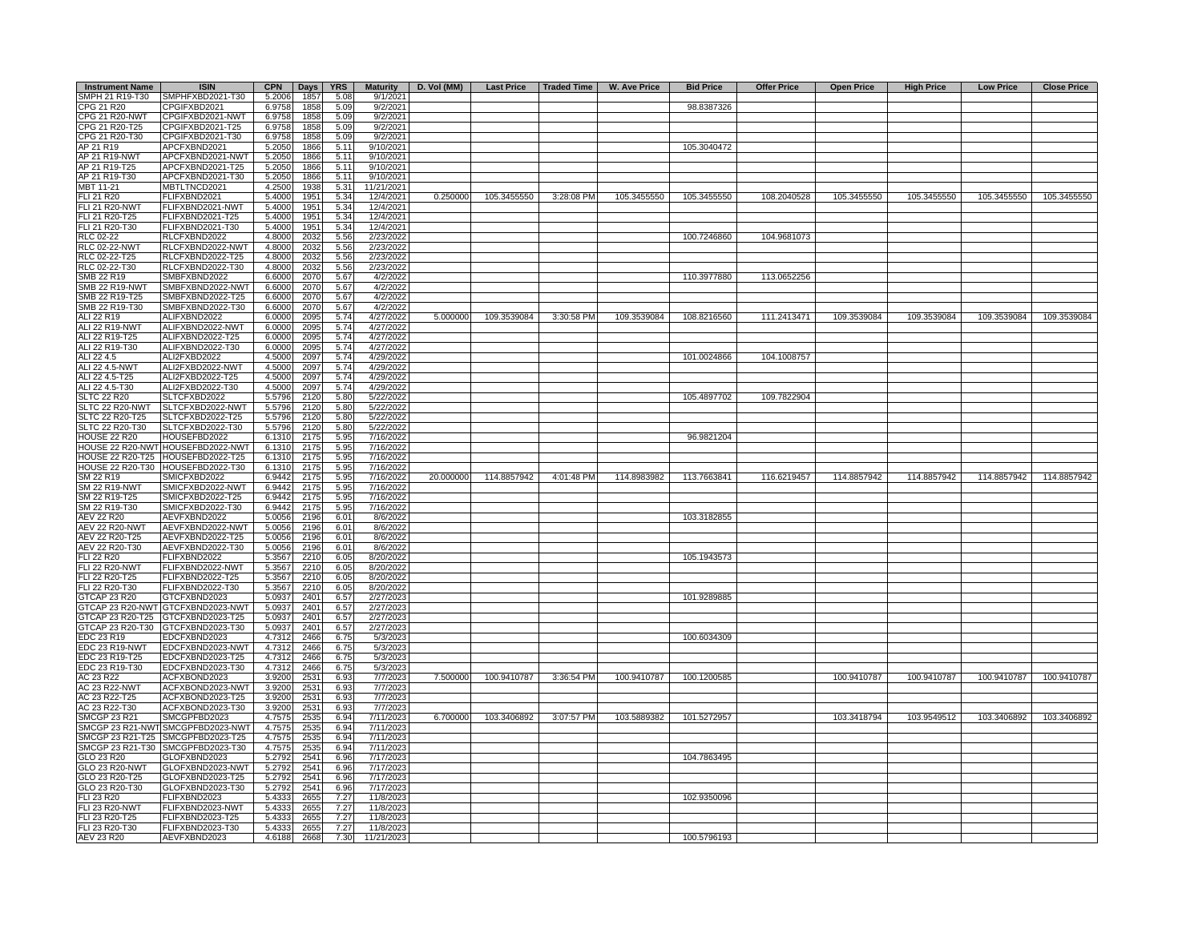| Instrument Name | ISIN | CPN | Days | YRS | Maturity | D. Vol (MM) | Last Price | Traded Time | W. Ave Price | Bid Price | Offer Price | Open Price | High Price | Low Price | Close Price |
|---|---|---|---|---|---|---|---|---|---|---|---|---|---|---|---|
| SMPH 21 R19-T30 | SMPHFXBD2021-T30 | 5.2006 | 1857 | 5.08 | 9/1/2021 | | | | | | | | | | |
| CPG 21 R20 | CPGIFXBD2021 | 6.9758 | 1858 | 5.09 | 9/2/2021 | | | | | 98.8387326 | | | | | |
| CPG 21 R20-NWT | CPGIFXBD2021-NWT | 6.9758 | 1858 | 5.09 | 9/2/2021 | | | | | | | | | | |
| CPG 21 R20-T25 | CPGIFXBD2021-T25 | 6.9758 | 1858 | 5.09 | 9/2/2021 | | | | | | | | | | |
| CPG 21 R20-T30 | CPGIFXBD2021-T30 | 6.9758 | 1858 | 5.09 | 9/2/2021 | | | | | | | | | | |
| AP 21 R19 | APCFXBND2021 | 5.2050 | 1866 | 5.11 | 9/10/2021 | | | | | 105.3040472 | | | | | |
| AP 21 R19-NWT | APCFXBND2021-NWT | 5.2050 | 1866 | 5.11 | 9/10/2021 | | | | | | | | | | |
| AP 21 R19-T25 | APCFXBND2021-T25 | 5.2050 | 1866 | 5.11 | 9/10/2021 | | | | | | | | | | |
| AP 21 R19-T30 | APCFXBND2021-T30 | 5.2050 | 1866 | 5.11 | 9/10/2021 | | | | | | | | | | |
| MBT 11-21 | MBTLTNCD2021 | 4.2500 | 1938 | 5.31 | 11/21/2021 | | | | | | | | | | |
| FLI 21 R20 | FLIFXBND2021 | 5.4000 | 1951 | 5.34 | 12/4/2021 | 0.250000 | 105.3455550 | 3:28:08 PM | 105.3455550 | 105.3455550 | 108.2040528 | 105.3455550 | 105.3455550 | 105.3455550 | 105.3455550 |
| FLI 21 R20-NWT | FLIFXBND2021-NWT | 5.4000 | 1951 | 5.34 | 12/4/2021 | | | | | | | | | | |
| FLI 21 R20-T25 | FLIFXBND2021-T25 | 5.4000 | 1951 | 5.34 | 12/4/2021 | | | | | | | | | | |
| FLI 21 R20-T30 | FLIFXBND2021-T30 | 5.4000 | 1951 | 5.34 | 12/4/2021 | | | | | | | | | | |
| RLC 02-22 | RLCFXBND2022 | 4.8000 | 2032 | 5.56 | 2/23/2022 | | | | | 100.7246860 | 104.9681073 | | | | |
| RLC 02-22-NWT | RLCFXBND2022-NWT | 4.8000 | 2032 | 5.56 | 2/23/2022 | | | | | | | | | | |
| RLC 02-22-T25 | RLCFXBND2022-T25 | 4.8000 | 2032 | 5.56 | 2/23/2022 | | | | | | | | | | |
| RLC 02-22-T30 | RLCFXBND2022-T30 | 4.8000 | 2032 | 5.56 | 2/23/2022 | | | | | | | | | | |
| SMB 22 R19 | SMBFXBND2022 | 6.6000 | 2070 | 5.67 | 4/2/2022 | | | | | 110.3977880 | 113.0652256 | | | | |
| SMB 22 R19-NWT | SMBFXBND2022-NWT | 6.6000 | 2070 | 5.67 | 4/2/2022 | | | | | | | | | | |
| SMB 22 R19-T25 | SMBFXBND2022-T25 | 6.6000 | 2070 | 5.67 | 4/2/2022 | | | | | | | | | | |
| SMB 22 R19-T30 | SMBFXBND2022-T30 | 6.6000 | 2070 | 5.67 | 4/2/2022 | | | | | | | | | | |
| ALI 22 R19 | ALIFXBND2022 | 6.0000 | 2095 | 5.74 | 4/27/2022 | 5.000000 | 109.3539084 | 3:30:58 PM | 109.3539084 | 108.8216560 | 111.2413471 | 109.3539084 | 109.3539084 | 109.3539084 | 109.3539084 |
| ALI 22 R19-NWT | ALIFXBND2022-NWT | 6.0000 | 2095 | 5.74 | 4/27/2022 | | | | | | | | | | |
| ALI 22 R19-T25 | ALIFXBND2022-T25 | 6.0000 | 2095 | 5.74 | 4/27/2022 | | | | | | | | | | |
| ALI 22 R19-T30 | ALIFXBND2022-T30 | 6.0000 | 2095 | 5.74 | 4/27/2022 | | | | | | | | | | |
| ALI 22 4.5 | ALI2FXBD2022 | 4.5000 | 2097 | 5.74 | 4/29/2022 | | | | | 101.0024866 | 104.1008757 | | | | |
| ALI 22 4.5-NWT | ALI2FXBD2022-NWT | 4.5000 | 2097 | 5.74 | 4/29/2022 | | | | | | | | | | |
| ALI 22 4.5-T25 | ALI2FXBD2022-T25 | 4.5000 | 2097 | 5.74 | 4/29/2022 | | | | | | | | | | |
| ALI 22 4.5-T30 | ALI2FXBD2022-T30 | 4.5000 | 2097 | 5.74 | 4/29/2022 | | | | | | | | | | |
| SLTC 22 R20 | SLTCFXBD2022 | 5.5796 | 2120 | 5.80 | 5/22/2022 | | | | | 105.4897702 | 109.7822904 | | | | |
| SLTC 22 R20-NWT | SLTCFXBD2022-NWT | 5.5796 | 2120 | 5.80 | 5/22/2022 | | | | | | | | | | |
| SLTC 22 R20-T25 | SLTCFXBD2022-T25 | 5.5796 | 2120 | 5.80 | 5/22/2022 | | | | | | | | | | |
| SLTC 22 R20-T30 | SLTCFXBD2022-T30 | 5.5796 | 2120 | 5.80 | 5/22/2022 | | | | | | | | | | |
| HOUSE 22 R20 | HOUSEFBD2022 | 6.1310 | 2175 | 5.95 | 7/16/2022 | | | | | 96.9821204 | | | | | |
| HOUSE 22 R20-NWT | HOUSEFBD2022-NWT | 6.1310 | 2175 | 5.95 | 7/16/2022 | | | | | | | | | | |
| HOUSE 22 R20-T25 | HOUSEFBD2022-T25 | 6.1310 | 2175 | 5.95 | 7/16/2022 | | | | | | | | | | |
| HOUSE 22 R20-T30 | HOUSEFBD2022-T30 | 6.1310 | 2175 | 5.95 | 7/16/2022 | | | | | | | | | | |
| SM 22 R19 | SMICFXBD2022 | 6.9442 | 2175 | 5.95 | 7/16/2022 | 20.000000 | 114.8857942 | 4:01:48 PM | 114.8983982 | 113.7663841 | 116.6219457 | 114.8857942 | 114.8857942 | 114.8857942 | 114.8857942 |
| SM 22 R19-NWT | SMICFXBD2022-NWT | 6.9442 | 2175 | 5.95 | 7/16/2022 | | | | | | | | | | |
| SM 22 R19-T25 | SMICFXBD2022-T25 | 6.9442 | 2175 | 5.95 | 7/16/2022 | | | | | | | | | | |
| SM 22 R19-T30 | SMICFXBD2022-T30 | 6.9442 | 2175 | 5.95 | 7/16/2022 | | | | | | | | | | |
| AEV 22 R20 | AEVFXBND2022 | 5.0056 | 2196 | 6.01 | 8/6/2022 | | | | | 103.3182855 | | | | | |
| AEV 22 R20-NWT | AEVFXBND2022-NWT | 5.0056 | 2196 | 6.01 | 8/6/2022 | | | | | | | | | | |
| AEV 22 R20-T25 | AEVFXBND2022-T25 | 5.0056 | 2196 | 6.01 | 8/6/2022 | | | | | | | | | | |
| AEV 22 R20-T30 | AEVFXBND2022-T30 | 5.0056 | 2196 | 6.01 | 8/6/2022 | | | | | | | | | | |
| FLI 22 R20 | FLIFXBND2022 | 5.3567 | 2210 | 6.05 | 8/20/2022 | | | | | 105.1943573 | | | | | |
| FLI 22 R20-NWT | FLIFXBND2022-NWT | 5.3567 | 2210 | 6.05 | 8/20/2022 | | | | | | | | | | |
| FLI 22 R20-T25 | FLIFXBND2022-T25 | 5.3567 | 2210 | 6.05 | 8/20/2022 | | | | | | | | | | |
| FLI 22 R20-T30 | FLIFXBND2022-T30 | 5.3567 | 2210 | 6.05 | 8/20/2022 | | | | | | | | | | |
| GTCAP 23 R20 | GTCFXBND2023 | 5.0937 | 2401 | 6.57 | 2/27/2023 | | | | | 101.9289885 | | | | | |
| GTCAP 23 R20-NWT | GTCFXBND2023-NWT | 5.0937 | 2401 | 6.57 | 2/27/2023 | | | | | | | | | | |
| GTCAP 23 R20-T25 | GTCFXBND2023-T25 | 5.0937 | 2401 | 6.57 | 2/27/2023 | | | | | | | | | | |
| GTCAP 23 R20-T30 | GTCFXBND2023-T30 | 5.0937 | 2401 | 6.57 | 2/27/2023 | | | | | | | | | | |
| EDC 23 R19 | EDCFXBND2023 | 4.7312 | 2466 | 6.75 | 5/3/2023 | | | | | 100.6034309 | | | | | |
| EDC 23 R19-NWT | EDCFXBND2023-NWT | 4.7312 | 2466 | 6.75 | 5/3/2023 | | | | | | | | | | |
| EDC 23 R19-T25 | EDCFXBND2023-T25 | 4.7312 | 2466 | 6.75 | 5/3/2023 | | | | | | | | | | |
| EDC 23 R19-T30 | EDCFXBND2023-T30 | 4.7312 | 2466 | 6.75 | 5/3/2023 | | | | | | | | | | |
| AC 23 R22 | ACFXBOND2023 | 3.9200 | 2531 | 6.93 | 7/7/2023 | 7.500000 | 100.9410787 | 3:36:54 PM | 100.9410787 | 100.1200585 | | 100.9410787 | 100.9410787 | 100.9410787 | 100.9410787 |
| AC 23 R22-NWT | ACFXBOND2023-NWT | 3.9200 | 2531 | 6.93 | 7/7/2023 | | | | | | | | | | |
| AC 23 R22-T25 | ACFXBOND2023-T25 | 3.9200 | 2531 | 6.93 | 7/7/2023 | | | | | | | | | | |
| AC 23 R22-T30 | ACFXBOND2023-T30 | 3.9200 | 2531 | 6.93 | 7/7/2023 | | | | | | | | | | |
| SMCGP 23 R21 | SMCGPFBD2023 | 4.7575 | 2535 | 6.94 | 7/11/2023 | 6.700000 | 103.3406892 | 3:07:57 PM | 103.5889382 | 101.5272957 | | 103.3418794 | 103.9549512 | 103.3406892 | 103.3406892 |
| SMCGP 23 R21-NWT | SMCGPFBD2023-NWT | 4.7575 | 2535 | 6.94 | 7/11/2023 | | | | | | | | | | |
| SMCGP 23 R21-T25 | SMCGPFBD2023-T25 | 4.7575 | 2535 | 6.94 | 7/11/2023 | | | | | | | | | | |
| SMCGP 23 R21-T30 | SMCGPFBD2023-T30 | 4.7575 | 2535 | 6.94 | 7/11/2023 | | | | | | | | | | |
| GLO 23 R20 | GLOFXBND2023 | 5.2792 | 2541 | 6.96 | 7/17/2023 | | | | | 104.7863495 | | | | | |
| GLO 23 R20-NWT | GLOFXBND2023-NWT | 5.2792 | 2541 | 6.96 | 7/17/2023 | | | | | | | | | | |
| GLO 23 R20-T25 | GLOFXBND2023-T25 | 5.2792 | 2541 | 6.96 | 7/17/2023 | | | | | | | | | | |
| GLO 23 R20-T30 | GLOFXBND2023-T30 | 5.2792 | 2541 | 6.96 | 7/17/2023 | | | | | | | | | | |
| FLI 23 R20 | FLIFXBND2023 | 5.4333 | 2655 | 7.27 | 11/8/2023 | | | | | 102.9350096 | | | | | |
| FLI 23 R20-NWT | FLIFXBND2023-NWT | 5.4333 | 2655 | 7.27 | 11/8/2023 | | | | | | | | | | |
| FLI 23 R20-T25 | FLIFXBND2023-T25 | 5.4333 | 2655 | 7.27 | 11/8/2023 | | | | | | | | | | |
| FLI 23 R20-T30 | FLIFXBND2023-T30 | 5.4333 | 2655 | 7.27 | 11/8/2023 | | | | | | | | | | |
| AEV 23 R20 | AEVFXBND2023 | 4.6188 | 2668 | 7.30 | 11/21/2023 | | | | | 100.5796193 | | | | | |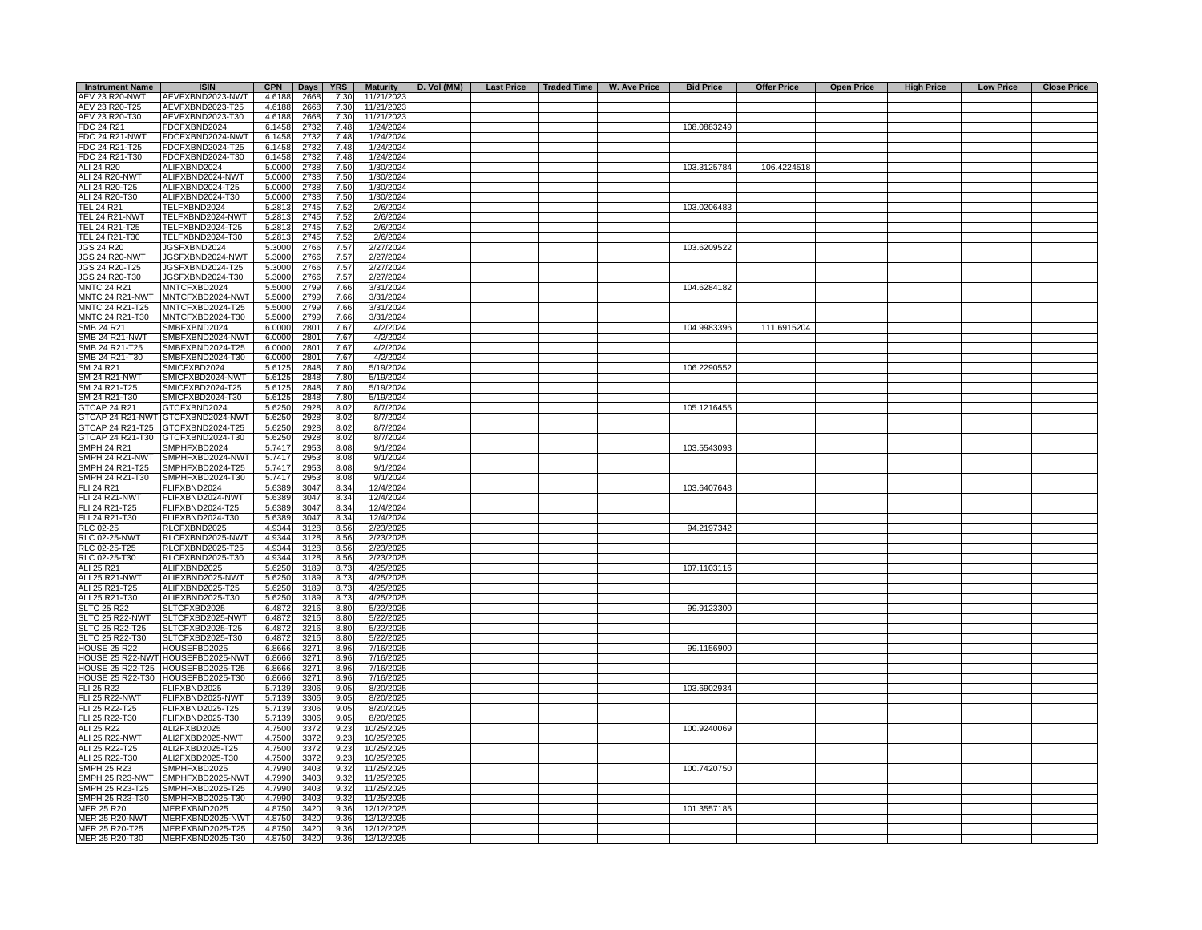| Instrument Name | ISIN | CPN | Days | YRS | Maturity | D. Vol (MM) | Last Price | Traded Time | W. Ave Price | Bid Price | Offer Price | Open Price | High Price | Low Price | Close Price |
|---|---|---|---|---|---|---|---|---|---|---|---|---|---|---|---|
| AEV 23 R20-NWT | AEVFXBND2023-NWT | 4.6188 | 2668 | 7.30 | 11/21/2023 | | | | | | | | | | |
| AEV 23 R20-T25 | AEVFXBND2023-T25 | 4.6188 | 2668 | 7.30 | 11/21/2023 | | | | | | | | | | |
| AEV 23 R20-T30 | AEVFXBND2023-T30 | 4.6188 | 2668 | 7.30 | 11/21/2023 | | | | | | | | | | |
| FDC 24 R21 | FDCFXBND2024 | 6.1458 | 2732 | 7.48 | 1/24/2024 | | | | | 108.0883249 | | | | | |
| FDC 24 R21-NWT | FDCFXBND2024-NWT | 6.1458 | 2732 | 7.48 | 1/24/2024 | | | | | | | | | | |
| FDC 24 R21-T25 | FDCFXBND2024-T25 | 6.1458 | 2732 | 7.48 | 1/24/2024 | | | | | | | | | | |
| FDC 24 R21-T30 | FDCFXBND2024-T30 | 6.1458 | 2732 | 7.48 | 1/24/2024 | | | | | | | | | | |
| ALI 24 R20 | ALIFXBND2024 | 5.0000 | 2738 | 7.50 | 1/30/2024 | | | | | 103.3125784 | 106.4224518 | | | | |
| ALI 24 R20-NWT | ALIFXBND2024-NWT | 5.0000 | 2738 | 7.50 | 1/30/2024 | | | | | | | | | | |
| ALI 24 R20-T25 | ALIFXBND2024-T25 | 5.0000 | 2738 | 7.50 | 1/30/2024 | | | | | | | | | | |
| ALI 24 R20-T30 | ALIFXBND2024-T30 | 5.0000 | 2738 | 7.50 | 1/30/2024 | | | | | | | | | | |
| TEL 24 R21 | TELFXBND2024 | 5.2813 | 2745 | 7.52 | 2/6/2024 | | | | | 103.0206483 | | | | | |
| TEL 24 R21-NWT | TELFXBND2024-NWT | 5.2813 | 2745 | 7.52 | 2/6/2024 | | | | | | | | | | |
| TEL 24 R21-T25 | TELFXBND2024-T25 | 5.2813 | 2745 | 7.52 | 2/6/2024 | | | | | | | | | | |
| TEL 24 R21-T30 | TELFXBND2024-T30 | 5.2813 | 2745 | 7.52 | 2/6/2024 | | | | | | | | | | |
| JGS 24 R20 | JGSFXBND2024 | 5.3000 | 2766 | 7.57 | 2/27/2024 | | | | | 103.6209522 | | | | | |
| JGS 24 R20-NWT | JGSFXBND2024-NWT | 5.3000 | 2766 | 7.57 | 2/27/2024 | | | | | | | | | | |
| JGS 24 R20-T25 | JGSFXBND2024-T25 | 5.3000 | 2766 | 7.57 | 2/27/2024 | | | | | | | | | | |
| JGS 24 R20-T30 | JGSFXBND2024-T30 | 5.3000 | 2766 | 7.57 | 2/27/2024 | | | | | | | | | | |
| MNTC 24 R21 | MNTCFXBD2024 | 5.5000 | 2799 | 7.66 | 3/31/2024 | | | | | 104.6284182 | | | | | |
| MNTC 24 R21-NWT | MNTCFXBD2024-NWT | 5.5000 | 2799 | 7.66 | 3/31/2024 | | | | | | | | | | |
| MNTC 24 R21-T25 | MNTCFXBD2024-T25 | 5.5000 | 2799 | 7.66 | 3/31/2024 | | | | | | | | | | |
| MNTC 24 R21-T30 | MNTCFXBD2024-T30 | 5.5000 | 2799 | 7.66 | 3/31/2024 | | | | | | | | | | |
| SMB 24 R21 | SMBFXBND2024 | 6.0000 | 2801 | 7.67 | 4/2/2024 | | | | | 104.9983396 | 111.6915204 | | | | |
| SMB 24 R21-NWT | SMBFXBND2024-NWT | 6.0000 | 2801 | 7.67 | 4/2/2024 | | | | | | | | | | |
| SMB 24 R21-T25 | SMBFXBND2024-T25 | 6.0000 | 2801 | 7.67 | 4/2/2024 | | | | | | | | | | |
| SMB 24 R21-T30 | SMBFXBND2024-T30 | 6.0000 | 2801 | 7.67 | 4/2/2024 | | | | | | | | | | |
| SM 24 R21 | SMICFXBD2024 | 5.6125 | 2848 | 7.80 | 5/19/2024 | | | | | 106.2290552 | | | | | |
| SM 24 R21-NWT | SMICFXBD2024-NWT | 5.6125 | 2848 | 7.80 | 5/19/2024 | | | | | | | | | | |
| SM 24 R21-T25 | SMICFXBD2024-T25 | 5.6125 | 2848 | 7.80 | 5/19/2024 | | | | | | | | | | |
| SM 24 R21-T30 | SMICFXBD2024-T30 | 5.6125 | 2848 | 7.80 | 5/19/2024 | | | | | | | | | | |
| GTCAP 24 R21 | GTCFXBND2024 | 5.6250 | 2928 | 8.02 | 8/7/2024 | | | | | 105.1216455 | | | | | |
| GTCAP 24 R21-NWT | GTCFXBND2024-NWT | 5.6250 | 2928 | 8.02 | 8/7/2024 | | | | | | | | | | |
| GTCAP 24 R21-T25 | GTCFXBND2024-T25 | 5.6250 | 2928 | 8.02 | 8/7/2024 | | | | | | | | | | |
| GTCAP 24 R21-T30 | GTCFXBND2024-T30 | 5.6250 | 2928 | 8.02 | 8/7/2024 | | | | | | | | | | |
| SMPH 24 R21 | SMPHFXBD2024 | 5.7417 | 2953 | 8.08 | 9/1/2024 | | | | | 103.5543093 | | | | | |
| SMPH 24 R21-NWT | SMPHFXBD2024-NWT | 5.7417 | 2953 | 8.08 | 9/1/2024 | | | | | | | | | | |
| SMPH 24 R21-T25 | SMPHFXBD2024-T25 | 5.7417 | 2953 | 8.08 | 9/1/2024 | | | | | | | | | | |
| SMPH 24 R21-T30 | SMPHFXBD2024-T30 | 5.7417 | 2953 | 8.08 | 9/1/2024 | | | | | | | | | | |
| FLI 24 R21 | FLIFXBND2024 | 5.6389 | 3047 | 8.34 | 12/4/2024 | | | | | 103.6407648 | | | | | |
| FLI 24 R21-NWT | FLIFXBND2024-NWT | 5.6389 | 3047 | 8.34 | 12/4/2024 | | | | | | | | | | |
| FLI 24 R21-T25 | FLIFXBND2024-T25 | 5.6389 | 3047 | 8.34 | 12/4/2024 | | | | | | | | | | |
| FLI 24 R21-T30 | FLIFXBND2024-T30 | 5.6389 | 3047 | 8.34 | 12/4/2024 | | | | | | | | | | |
| RLC 02-25 | RLCFXBND2025 | 4.9344 | 3128 | 8.56 | 2/23/2025 | | | | | 94.2197342 | | | | | |
| RLC 02-25-NWT | RLCFXBND2025-NWT | 4.9344 | 3128 | 8.56 | 2/23/2025 | | | | | | | | | | |
| RLC 02-25-T25 | RLCFXBND2025-T25 | 4.9344 | 3128 | 8.56 | 2/23/2025 | | | | | | | | | | |
| RLC 02-25-T30 | RLCFXBND2025-T30 | 4.9344 | 3128 | 8.56 | 2/23/2025 | | | | | | | | | | |
| ALI 25 R21 | ALIFXBND2025 | 5.6250 | 3189 | 8.73 | 4/25/2025 | | | | | 107.1103116 | | | | | |
| ALI 25 R21-NWT | ALIFXBND2025-NWT | 5.6250 | 3189 | 8.73 | 4/25/2025 | | | | | | | | | | |
| ALI 25 R21-T25 | ALIFXBND2025-T25 | 5.6250 | 3189 | 8.73 | 4/25/2025 | | | | | | | | | | |
| ALI 25 R21-T30 | ALIFXBND2025-T30 | 5.6250 | 3189 | 8.73 | 4/25/2025 | | | | | | | | | | |
| SLTC 25 R22 | SLTCFXBD2025 | 6.4872 | 3216 | 8.80 | 5/22/2025 | | | | | 99.9123300 | | | | | |
| SLTC 25 R22-NWT | SLTCFXBD2025-NWT | 6.4872 | 3216 | 8.80 | 5/22/2025 | | | | | | | | | | |
| SLTC 25 R22-T25 | SLTCFXBD2025-T25 | 6.4872 | 3216 | 8.80 | 5/22/2025 | | | | | | | | | | |
| SLTC 25 R22-T30 | SLTCFXBD2025-T30 | 6.4872 | 3216 | 8.80 | 5/22/2025 | | | | | | | | | | |
| HOUSE 25 R22 | HOUSEFBD2025 | 6.8666 | 3271 | 8.96 | 7/16/2025 | | | | | 99.1156900 | | | | | |
| HOUSE 25 R22-NWT | HOUSEFBD2025-NWT | 6.8666 | 3271 | 8.96 | 7/16/2025 | | | | | | | | | | |
| HOUSE 25 R22-T25 | HOUSEFBD2025-T25 | 6.8666 | 3271 | 8.96 | 7/16/2025 | | | | | | | | | | |
| HOUSE 25 R22-T30 | HOUSEFBD2025-T30 | 6.8666 | 3271 | 8.96 | 7/16/2025 | | | | | | | | | | |
| FLI 25 R22 | FLIFXBND2025 | 5.7139 | 3306 | 9.05 | 8/20/2025 | | | | | 103.6902934 | | | | | |
| FLI 25 R22-NWT | FLIFXBND2025-NWT | 5.7139 | 3306 | 9.05 | 8/20/2025 | | | | | | | | | | |
| FLI 25 R22-T25 | FLIFXBND2025-T25 | 5.7139 | 3306 | 9.05 | 8/20/2025 | | | | | | | | | | |
| FLI 25 R22-T30 | FLIFXBND2025-T30 | 5.7139 | 3306 | 9.05 | 8/20/2025 | | | | | | | | | | |
| ALI 25 R22 | ALI2FXBD2025 | 4.7500 | 3372 | 9.23 | 10/25/2025 | | | | | 100.9240069 | | | | | |
| ALI 25 R22-NWT | ALI2FXBD2025-NWT | 4.7500 | 3372 | 9.23 | 10/25/2025 | | | | | | | | | | |
| ALI 25 R22-T25 | ALI2FXBD2025-T25 | 4.7500 | 3372 | 9.23 | 10/25/2025 | | | | | | | | | | |
| ALI 25 R22-T30 | ALI2FXBD2025-T30 | 4.7500 | 3372 | 9.23 | 10/25/2025 | | | | | | | | | | |
| SMPH 25 R23 | SMPHFXBD2025 | 4.7990 | 3403 | 9.32 | 11/25/2025 | | | | | 100.7420750 | | | | | |
| SMPH 25 R23-NWT | SMPHFXBD2025-NWT | 4.7990 | 3403 | 9.32 | 11/25/2025 | | | | | | | | | | |
| SMPH 25 R23-T25 | SMPHFXBD2025-T25 | 4.7990 | 3403 | 9.32 | 11/25/2025 | | | | | | | | | | |
| SMPH 25 R23-T30 | SMPHFXBD2025-T30 | 4.7990 | 3403 | 9.32 | 11/25/2025 | | | | | | | | | | |
| MER 25 R20 | MERFXBND2025 | 4.8750 | 3420 | 9.36 | 12/12/2025 | | | | | 101.3557185 | | | | | |
| MER 25 R20-NWT | MERFXBND2025-NWT | 4.8750 | 3420 | 9.36 | 12/12/2025 | | | | | | | | | | |
| MER 25 R20-T25 | MERFXBND2025-T25 | 4.8750 | 3420 | 9.36 | 12/12/2025 | | | | | | | | | | |
| MER 25 R20-T30 | MERFXBND2025-T30 | 4.8750 | 3420 | 9.36 | 12/12/2025 | | | | | | | | | | |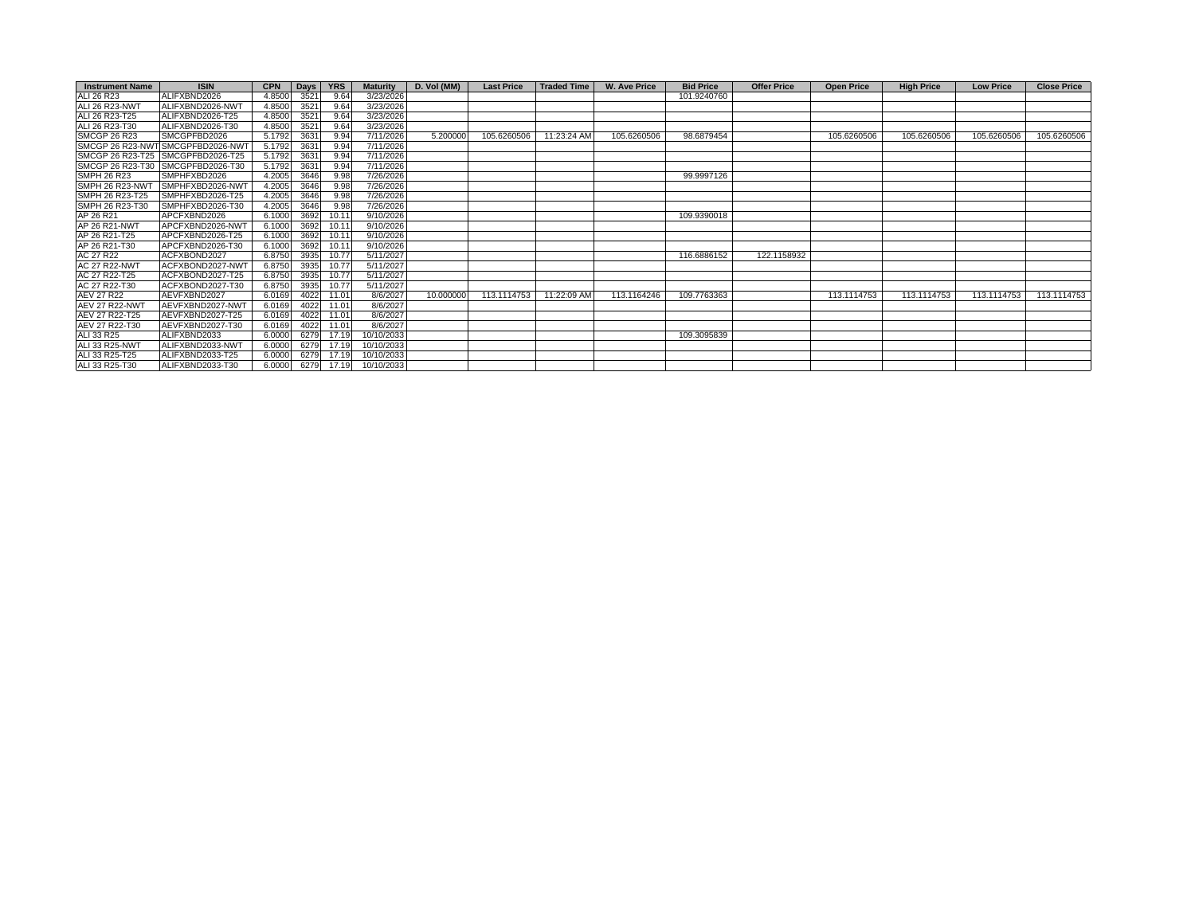| Instrument Name | ISIN | CPN | Days | YRS | Maturity | D. Vol (MM) | Last Price | Traded Time | W. Ave Price | Bid Price | Offer Price | Open Price | High Price | Low Price | Close Price |
|---|---|---|---|---|---|---|---|---|---|---|---|---|---|---|---|
| ALI 26 R23 | ALIFXBND2026 | 4.8500 | 3521 | 9.64 | 3/23/2026 | | | | | 101.9240760 | | | | | |
| ALI 26 R23-NWT | ALIFXBND2026-NWT | 4.8500 | 3521 | 9.64 | 3/23/2026 | | | | | | | | | | |
| ALI 26 R23-T25 | ALIFXBND2026-T25 | 4.8500 | 3521 | 9.64 | 3/23/2026 | | | | | | | | | | |
| ALI 26 R23-T30 | ALIFXBND2026-T30 | 4.8500 | 3521 | 9.64 | 3/23/2026 | | | | | | | | | | |
| SMCGP 26 R23 | SMCGPFBD2026 | 5.1792 | 3631 | 9.94 | 7/11/2026 | 5.200000 | 105.6260506 | 11:23:24 AM | 105.6260506 | 98.6879454 | | 105.6260506 | 105.6260506 | 105.6260506 | 105.6260506 |
| SMCGP 26 R23-NWT | SMCGPFBD2026-NWT | 5.1792 | 3631 | 9.94 | 7/11/2026 | | | | | | | | | | |
| SMCGP 26 R23-T25 | SMCGPFBD2026-T25 | 5.1792 | 3631 | 9.94 | 7/11/2026 | | | | | | | | | | |
| SMCGP 26 R23-T30 | SMCGPFBD2026-T30 | 5.1792 | 3631 | 9.94 | 7/11/2026 | | | | | | | | | | |
| SMPH 26 R23 | SMPHFXBD2026 | 4.2005 | 3646 | 9.98 | 7/26/2026 | | | | | 99.9997126 | | | | | |
| SMPH 26 R23-NWT | SMPHFXBD2026-NWT | 4.2005 | 3646 | 9.98 | 7/26/2026 | | | | | | | | | | |
| SMPH 26 R23-T25 | SMPHFXBD2026-T25 | 4.2005 | 3646 | 9.98 | 7/26/2026 | | | | | | | | | | |
| SMPH 26 R23-T30 | SMPHFXBD2026-T30 | 4.2005 | 3646 | 9.98 | 7/26/2026 | | | | | | | | | | |
| AP 26 R21 | APCFXBND2026 | 6.1000 | 3692 | 10.11 | 9/10/2026 | | | | | 109.9390018 | | | | | |
| AP 26 R21-NWT | APCFXBND2026-NWT | 6.1000 | 3692 | 10.11 | 9/10/2026 | | | | | | | | | | |
| AP 26 R21-T25 | APCFXBND2026-T25 | 6.1000 | 3692 | 10.11 | 9/10/2026 | | | | | | | | | | |
| AP 26 R21-T30 | APCFXBND2026-T30 | 6.1000 | 3692 | 10.11 | 9/10/2026 | | | | | | | | | | |
| AC 27 R22 | ACFXBOND2027 | 6.8750 | 3935 | 10.77 | 5/11/2027 | | | | | 116.6886152 | 122.1158932 | | | | |
| AC 27 R22-NWT | ACFXBOND2027-NWT | 6.8750 | 3935 | 10.77 | 5/11/2027 | | | | | | | | | | |
| AC 27 R22-T25 | ACFXBOND2027-T25 | 6.8750 | 3935 | 10.77 | 5/11/2027 | | | | | | | | | | |
| AC 27 R22-T30 | ACFXBOND2027-T30 | 6.8750 | 3935 | 10.77 | 5/11/2027 | | | | | | | | | | |
| AEV 27 R22 | AEVFXBND2027 | 6.0169 | 4022 | 11.01 | 8/6/2027 | 10.000000 | 113.1114753 | 11:22:09 AM | 113.1164246 | 109.7763363 | | 113.1114753 | 113.1114753 | 113.1114753 | 113.1114753 |
| AEV 27 R22-NWT | AEVFXBND2027-NWT | 6.0169 | 4022 | 11.01 | 8/6/2027 | | | | | | | | | | |
| AEV 27 R22-T25 | AEVFXBND2027-T25 | 6.0169 | 4022 | 11.01 | 8/6/2027 | | | | | | | | | | |
| AEV 27 R22-T30 | AEVFXBND2027-T30 | 6.0169 | 4022 | 11.01 | 8/6/2027 | | | | | | | | | | |
| ALI 33 R25 | ALIFXBND2033 | 6.0000 | 6279 | 17.19 | 10/10/2033 | | | | | 109.3095839 | | | | | |
| ALI 33 R25-NWT | ALIFXBND2033-NWT | 6.0000 | 6279 | 17.19 | 10/10/2033 | | | | | | | | | | |
| ALI 33 R25-T25 | ALIFXBND2033-T25 | 6.0000 | 6279 | 17.19 | 10/10/2033 | | | | | | | | | | |
| ALI 33 R25-T30 | ALIFXBND2033-T30 | 6.0000 | 6279 | 17.19 | 10/10/2033 | | | | | | | | | | |